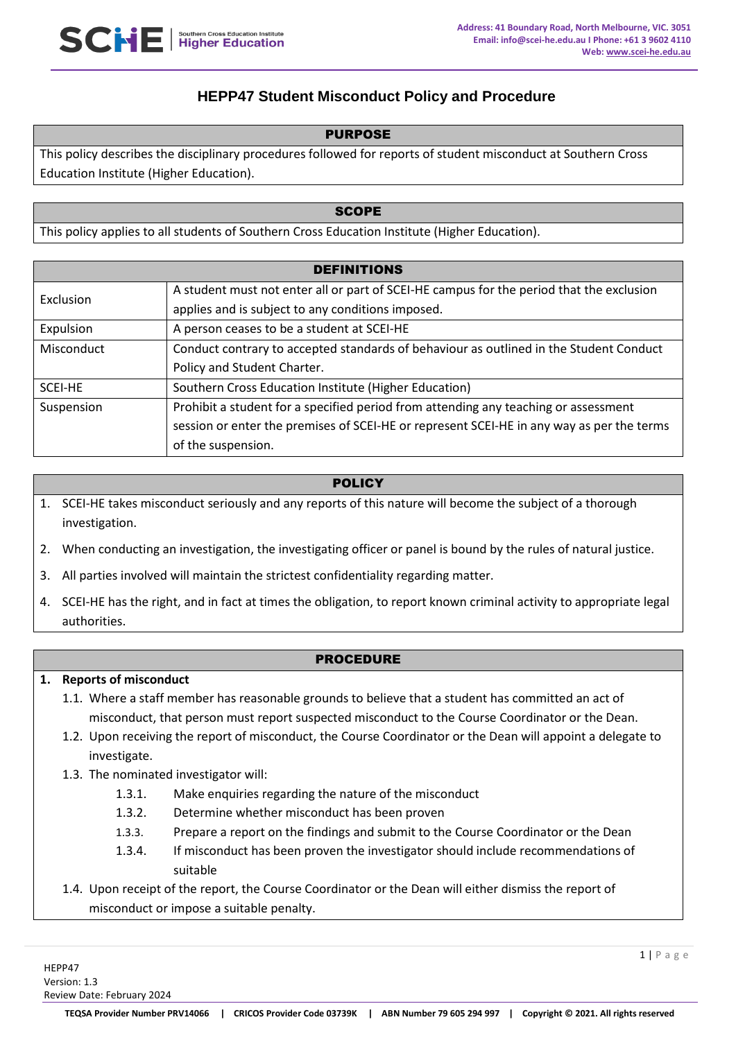# HEPP47 Student Misconduct Policy and Procedure

## PURPOSE

This policy describes the disciplinary procedures followed for reports of student misconduct at Southern Cross Education Institute (Higher Education).

## SCOPE

This policy applies to all students of Southern Cross Education Institute (Higher Education).

## DEFINITIONS

| Term | Definition |
|---|---|
| Exclusion | A student must not enter all or part of SCEI-HE campus for the period that the exclusion applies and is subject to any conditions imposed. |
| Expulsion | A person ceases to be a student at SCEI-HE |
| Misconduct | Conduct contrary to accepted standards of behaviour as outlined in the Student Conduct Policy and Student Charter. |
| SCEI-HE | Southern Cross Education Institute (Higher Education) |
| Suspension | Prohibit a student for a specified period from attending any teaching or assessment session or enter the premises of SCEI-HE or represent SCEI-HE in any way as per the terms of the suspension. |

## POLICY

1. SCEI-HE takes misconduct seriously and any reports of this nature will become the subject of a thorough investigation.
2. When conducting an investigation, the investigating officer or panel is bound by the rules of natural justice.
3. All parties involved will maintain the strictest confidentiality regarding matter.
4. SCEI-HE has the right, and in fact at times the obligation, to report known criminal activity to appropriate legal authorities.

## PROCEDURE

**1. Reports of misconduct**

1.1. Where a staff member has reasonable grounds to believe that a student has committed an act of misconduct, that person must report suspected misconduct to the Course Coordinator or the Dean.

1.2. Upon receiving the report of misconduct, the Course Coordinator or the Dean will appoint a delegate to investigate.

1.3. The nominated investigator will:

- 1.3.1. Make enquiries regarding the nature of the misconduct
- 1.3.2. Determine whether misconduct has been proven
- 1.3.3. Prepare a report on the findings and submit to the Course Coordinator or the Dean
- 1.3.4. If misconduct has been proven the investigator should include recommendations of suitable

1.4. Upon receipt of the report, the Course Coordinator or the Dean will either dismiss the report of misconduct or impose a suitable penalty.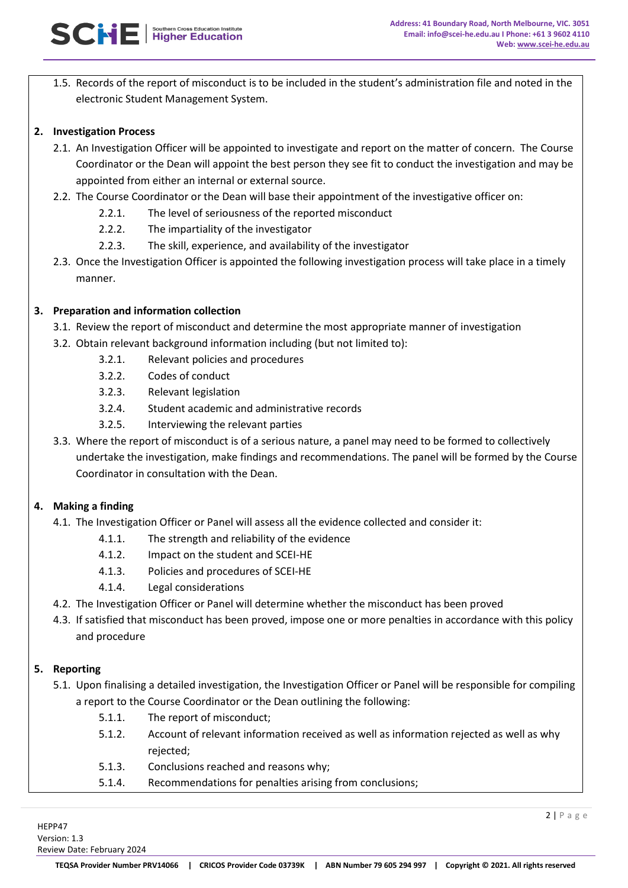1.5. Records of the report of misconduct is to be included in the student's administration file and noted in the electronic Student Management System.

**2. Investigation Process**

2.1. An Investigation Officer will be appointed to investigate and report on the matter of concern. The Course Coordinator or the Dean will appoint the best person they see fit to conduct the investigation and may be appointed from either an internal or external source.

2.2. The Course Coordinator or the Dean will base their appointment of the investigative officer on:

- 2.2.1. The level of seriousness of the reported misconduct
- 2.2.2. The impartiality of the investigator
- 2.2.3. The skill, experience, and availability of the investigator

2.3. Once the Investigation Officer is appointed the following investigation process will take place in a timely manner.

**3. Preparation and information collection**

3.1. Review the report of misconduct and determine the most appropriate manner of investigation

3.2. Obtain relevant background information including (but not limited to):

- 3.2.1. Relevant policies and procedures
- 3.2.2. Codes of conduct
- 3.2.3. Relevant legislation
- 3.2.4. Student academic and administrative records
- 3.2.5. Interviewing the relevant parties

3.3. Where the report of misconduct is of a serious nature, a panel may need to be formed to collectively undertake the investigation, make findings and recommendations. The panel will be formed by the Course Coordinator in consultation with the Dean.

**4. Making a finding**

4.1. The Investigation Officer or Panel will assess all the evidence collected and consider it:

- 4.1.1. The strength and reliability of the evidence
- 4.1.2. Impact on the student and SCEI-HE
- 4.1.3. Policies and procedures of SCEI-HE
- 4.1.4. Legal considerations

4.2. The Investigation Officer or Panel will determine whether the misconduct has been proved

4.3. If satisfied that misconduct has been proved, impose one or more penalties in accordance with this policy and procedure

**5. Reporting**

5.1. Upon finalising a detailed investigation, the Investigation Officer or Panel will be responsible for compiling a report to the Course Coordinator or the Dean outlining the following:

- 5.1.1. The report of misconduct;
- 5.1.2. Account of relevant information received as well as information rejected as well as why rejected;
- 5.1.3. Conclusions reached and reasons why;
- 5.1.4. Recommendations for penalties arising from conclusions;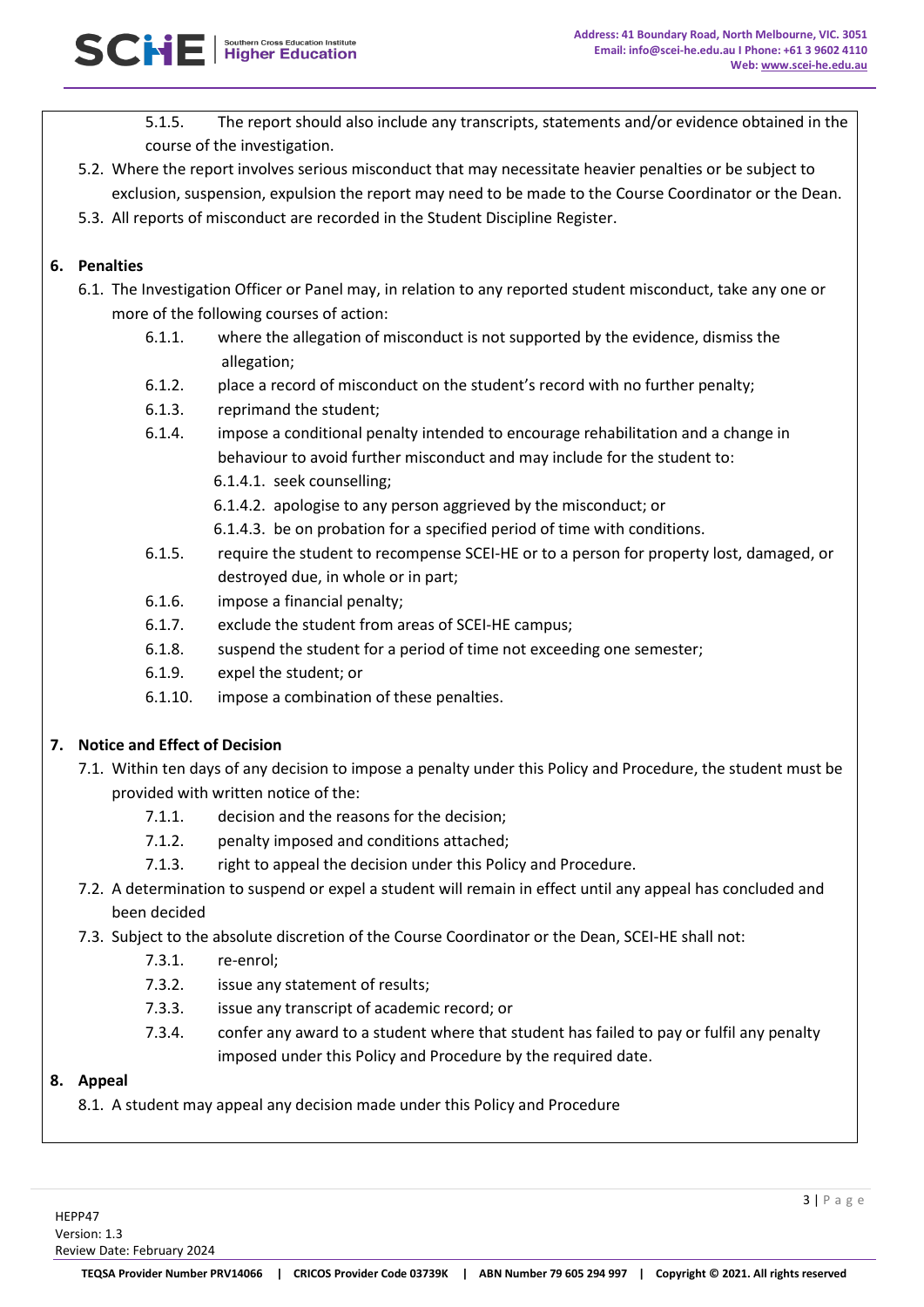5.1.5. The report should also include any transcripts, statements and/or evidence obtained in the course of the investigation.

5.2. Where the report involves serious misconduct that may necessitate heavier penalties or be subject to exclusion, suspension, expulsion the report may need to be made to the Course Coordinator or the Dean.

5.3. All reports of misconduct are recorded in the Student Discipline Register.

## 6. Penalties

6.1. The Investigation Officer or Panel may, in relation to any reported student misconduct, take any one or more of the following courses of action:

- 6.1.1. where the allegation of misconduct is not supported by the evidence, dismiss the allegation;
- 6.1.2. place a record of misconduct on the student's record with no further penalty;
- 6.1.3. reprimand the student;
- 6.1.4. impose a conditional penalty intended to encourage rehabilitation and a change in behaviour to avoid further misconduct and may include for the student to:
  - 6.1.4.1. seek counselling;
  - 6.1.4.2. apologise to any person aggrieved by the misconduct; or
  - 6.1.4.3. be on probation for a specified period of time with conditions.
- 6.1.5. require the student to recompense SCEI-HE or to a person for property lost, damaged, or destroyed due, in whole or in part;
- 6.1.6. impose a financial penalty;
- 6.1.7. exclude the student from areas of SCEI-HE campus;
- 6.1.8. suspend the student for a period of time not exceeding one semester;
- 6.1.9. expel the student; or
- 6.1.10. impose a combination of these penalties.

## 7. Notice and Effect of Decision

7.1. Within ten days of any decision to impose a penalty under this Policy and Procedure, the student must be provided with written notice of the:

- 7.1.1. decision and the reasons for the decision;
- 7.1.2. penalty imposed and conditions attached;
- 7.1.3. right to appeal the decision under this Policy and Procedure.

7.2. A determination to suspend or expel a student will remain in effect until any appeal has concluded and been decided

7.3. Subject to the absolute discretion of the Course Coordinator or the Dean, SCEI-HE shall not:

- 7.3.1. re-enrol;
- 7.3.2. issue any statement of results;
- 7.3.3. issue any transcript of academic record; or
- 7.3.4. confer any award to a student where that student has failed to pay or fulfil any penalty imposed under this Policy and Procedure by the required date.

## 8. Appeal

8.1. A student may appeal any decision made under this Policy and Procedure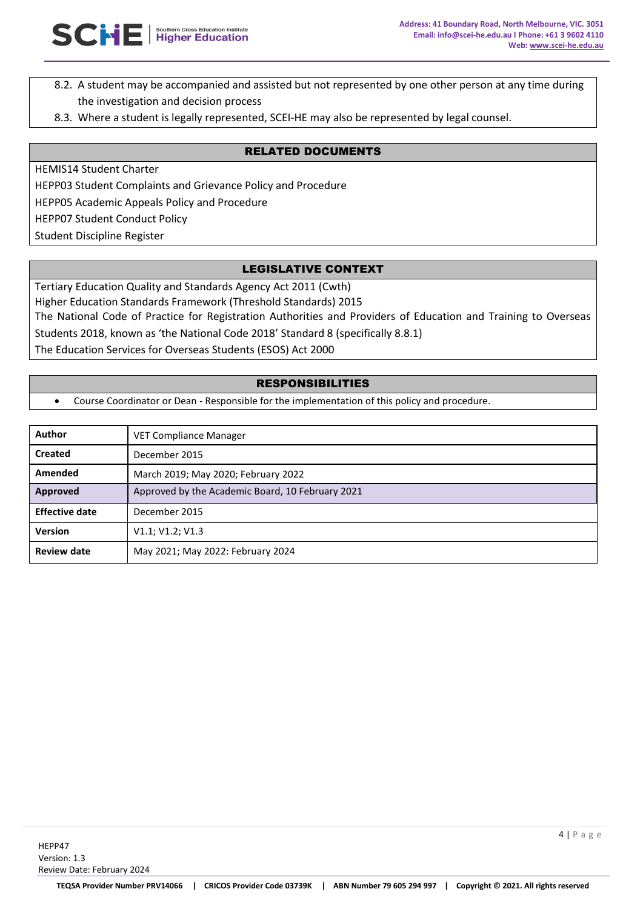8.2. A student may be accompanied and assisted but not represented by one other person at any time during the investigation and decision process

8.3. Where a student is legally represented, SCEI-HE may also be represented by legal counsel.

## RELATED DOCUMENTS

HEMIS14 Student Charter
HEPP03 Student Complaints and Grievance Policy and Procedure
HEPP05 Academic Appeals Policy and Procedure
HEPP07 Student Conduct Policy
Student Discipline Register

## LEGISLATIVE CONTEXT

Tertiary Education Quality and Standards Agency Act 2011 (Cwth)
Higher Education Standards Framework (Threshold Standards) 2015
The National Code of Practice for Registration Authorities and Providers of Education and Training to Overseas Students 2018, known as 'the National Code 2018' Standard 8 (specifically 8.8.1)
The Education Services for Overseas Students (ESOS) Act 2000

## RESPONSIBILITIES

- Course Coordinator or Dean - Responsible for the implementation of this policy and procedure.

| | |
|---|---|
| **Author** | VET Compliance Manager |
| **Created** | December 2015 |
| **Amended** | March 2019; May 2020; February 2022 |
| **Approved** | Approved by the Academic Board, 10 February 2021 |
| **Effective date** | December 2015 |
| **Version** | V1.1; V1.2; V1.3 |
| **Review date** | May 2021; May 2022: February 2024 |